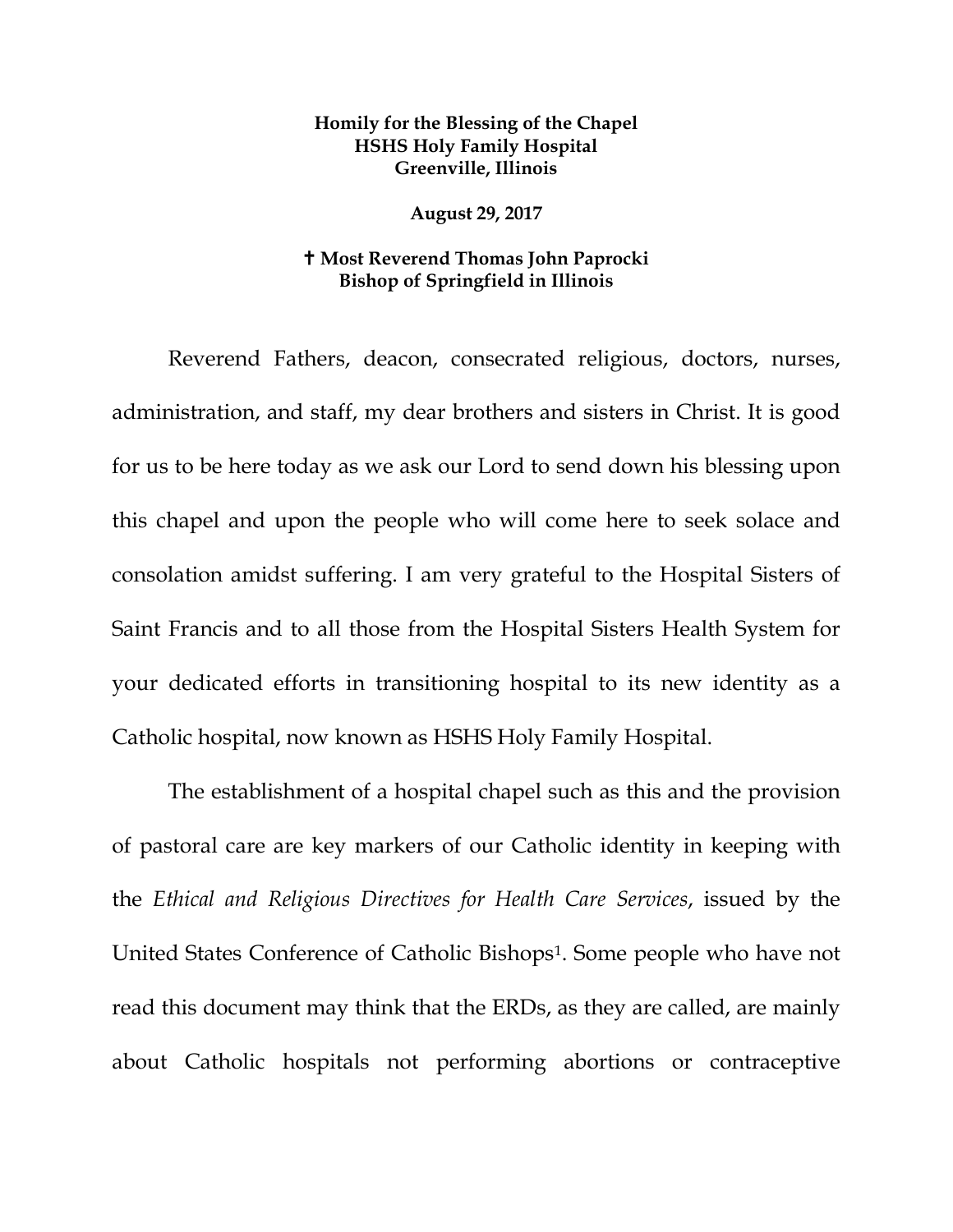**Homily for the Blessing of the Chapel**
**HSHS Holy Family Hospital**
**Greenville, Illinois**

**August 29, 2017**

**✝ Most Reverend Thomas John Paprocki**
**Bishop of Springfield in Illinois**

Reverend Fathers, deacon, consecrated religious, doctors, nurses, administration, and staff, my dear brothers and sisters in Christ. It is good for us to be here today as we ask our Lord to send down his blessing upon this chapel and upon the people who will come here to seek solace and consolation amidst suffering. I am very grateful to the Hospital Sisters of Saint Francis and to all those from the Hospital Sisters Health System for your dedicated efforts in transitioning hospital to its new identity as a Catholic hospital, now known as HSHS Holy Family Hospital.

The establishment of a hospital chapel such as this and the provision of pastoral care are key markers of our Catholic identity in keeping with the *Ethical and Religious Directives for Health Care Services*, issued by the United States Conference of Catholic Bishops[1]. Some people who have not read this document may think that the ERDs, as they are called, are mainly about Catholic hospitals not performing abortions or contraceptive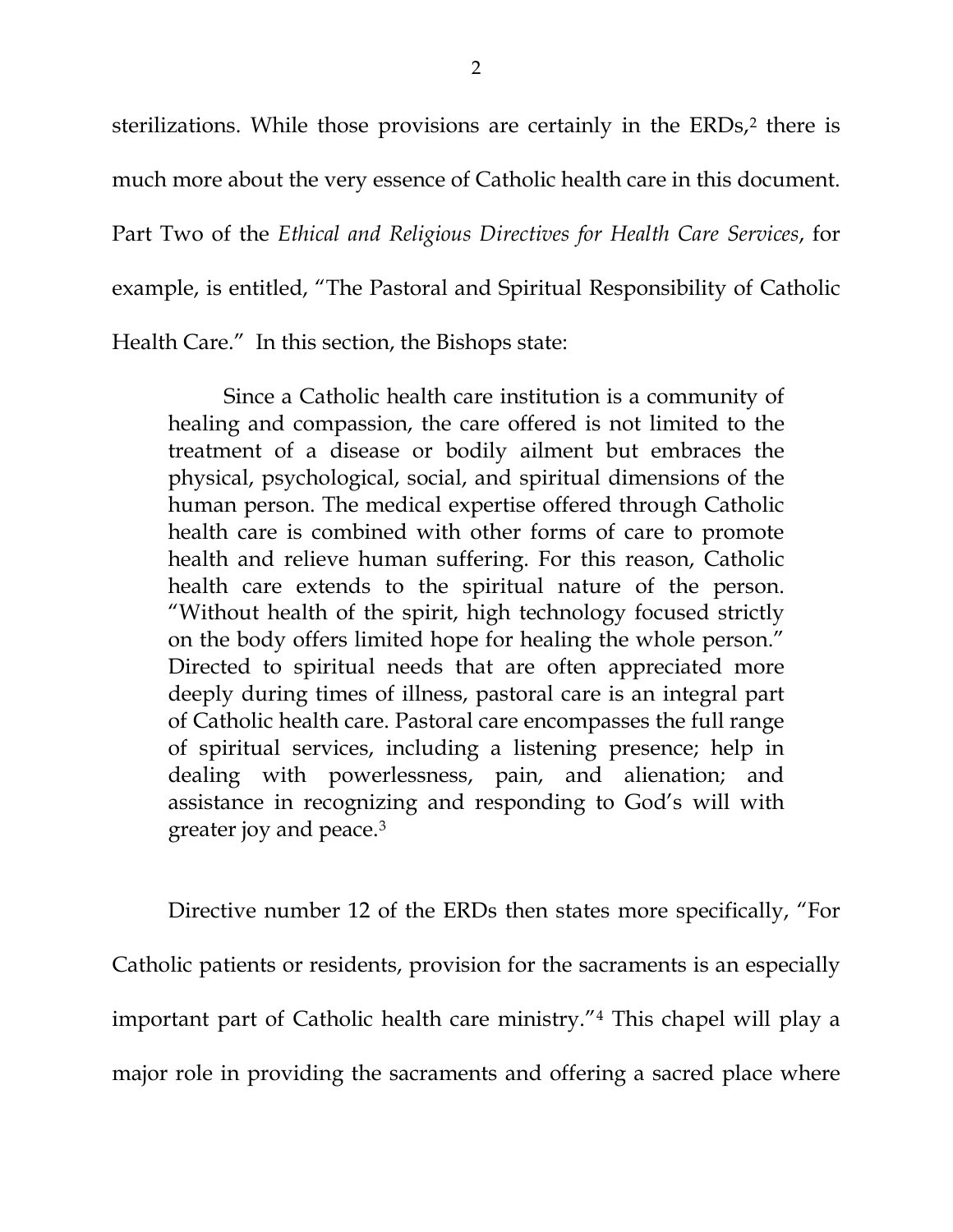sterilizations. While those provisions are certainly in the ERDs,[2] there is much more about the very essence of Catholic health care in this document. Part Two of the *Ethical and Religious Directives for Health Care Services*, for example, is entitled, "The Pastoral and Spiritual Responsibility of Catholic Health Care." In this section, the Bishops state:

> Since a Catholic health care institution is a community of healing and compassion, the care offered is not limited to the treatment of a disease or bodily ailment but embraces the physical, psychological, social, and spiritual dimensions of the human person. The medical expertise offered through Catholic health care is combined with other forms of care to promote health and relieve human suffering. For this reason, Catholic health care extends to the spiritual nature of the person. "Without health of the spirit, high technology focused strictly on the body offers limited hope for healing the whole person." Directed to spiritual needs that are often appreciated more deeply during times of illness, pastoral care is an integral part of Catholic health care. Pastoral care encompasses the full range of spiritual services, including a listening presence; help in dealing with powerlessness, pain, and alienation; and assistance in recognizing and responding to God's will with greater joy and peace.[3]

Directive number 12 of the ERDs then states more specifically, "For Catholic patients or residents, provision for the sacraments is an especially important part of Catholic health care ministry."[4] This chapel will play a major role in providing the sacraments and offering a sacred place where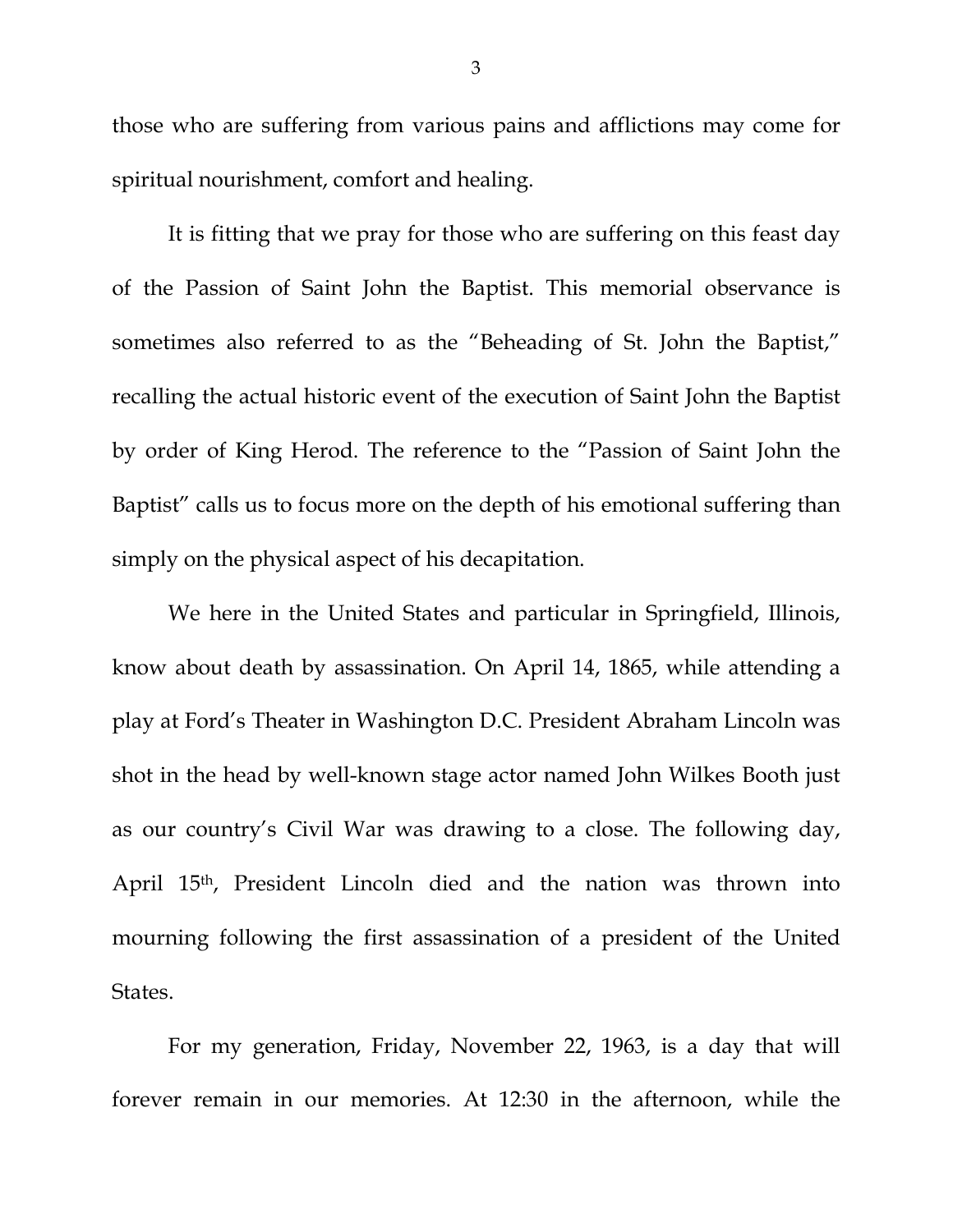those who are suffering from various pains and afflictions may come for spiritual nourishment, comfort and healing.

It is fitting that we pray for those who are suffering on this feast day of the Passion of Saint John the Baptist. This memorial observance is sometimes also referred to as the "Beheading of St. John the Baptist," recalling the actual historic event of the execution of Saint John the Baptist by order of King Herod. The reference to the "Passion of Saint John the Baptist" calls us to focus more on the depth of his emotional suffering than simply on the physical aspect of his decapitation.

We here in the United States and particular in Springfield, Illinois, know about death by assassination. On April 14, 1865, while attending a play at Ford's Theater in Washington D.C. President Abraham Lincoln was shot in the head by well-known stage actor named John Wilkes Booth just as our country's Civil War was drawing to a close. The following day, April 15th, President Lincoln died and the nation was thrown into mourning following the first assassination of a president of the United States.

For my generation, Friday, November 22, 1963, is a day that will forever remain in our memories. At 12:30 in the afternoon, while the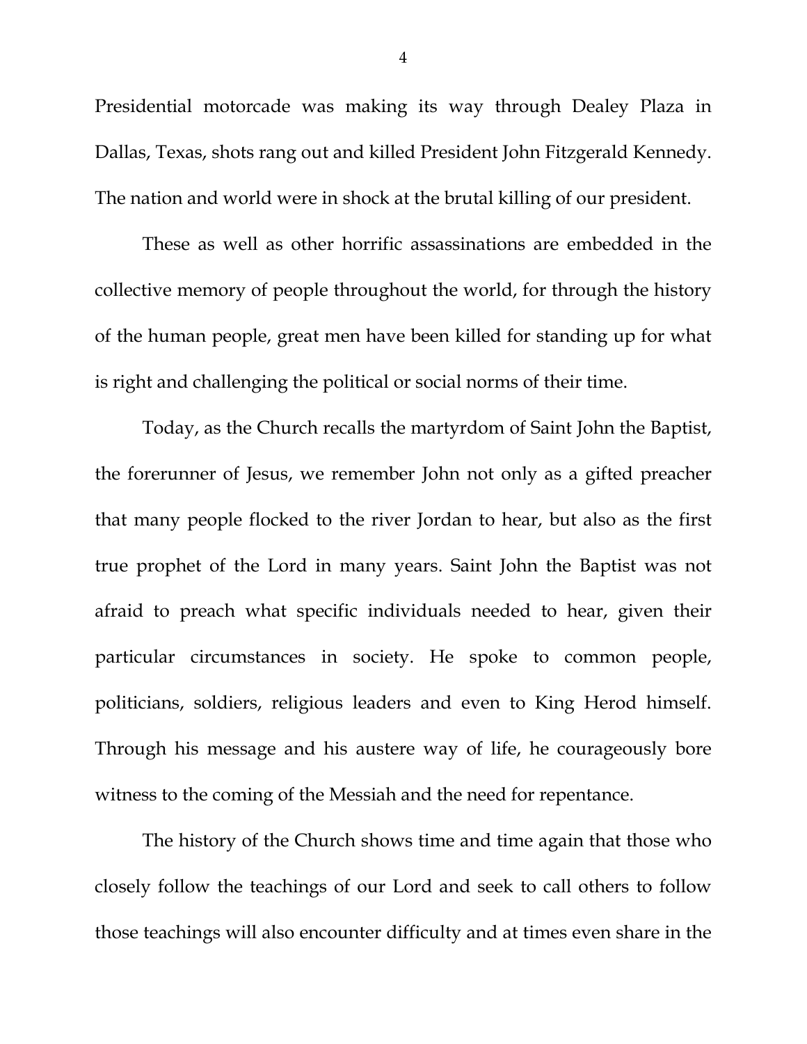Presidential motorcade was making its way through Dealey Plaza in Dallas, Texas, shots rang out and killed President John Fitzgerald Kennedy. The nation and world were in shock at the brutal killing of our president.

These as well as other horrific assassinations are embedded in the collective memory of people throughout the world, for through the history of the human people, great men have been killed for standing up for what is right and challenging the political or social norms of their time.

Today, as the Church recalls the martyrdom of Saint John the Baptist, the forerunner of Jesus, we remember John not only as a gifted preacher that many people flocked to the river Jordan to hear, but also as the first true prophet of the Lord in many years. Saint John the Baptist was not afraid to preach what specific individuals needed to hear, given their particular circumstances in society. He spoke to common people, politicians, soldiers, religious leaders and even to King Herod himself. Through his message and his austere way of life, he courageously bore witness to the coming of the Messiah and the need for repentance.

The history of the Church shows time and time again that those who closely follow the teachings of our Lord and seek to call others to follow those teachings will also encounter difficulty and at times even share in the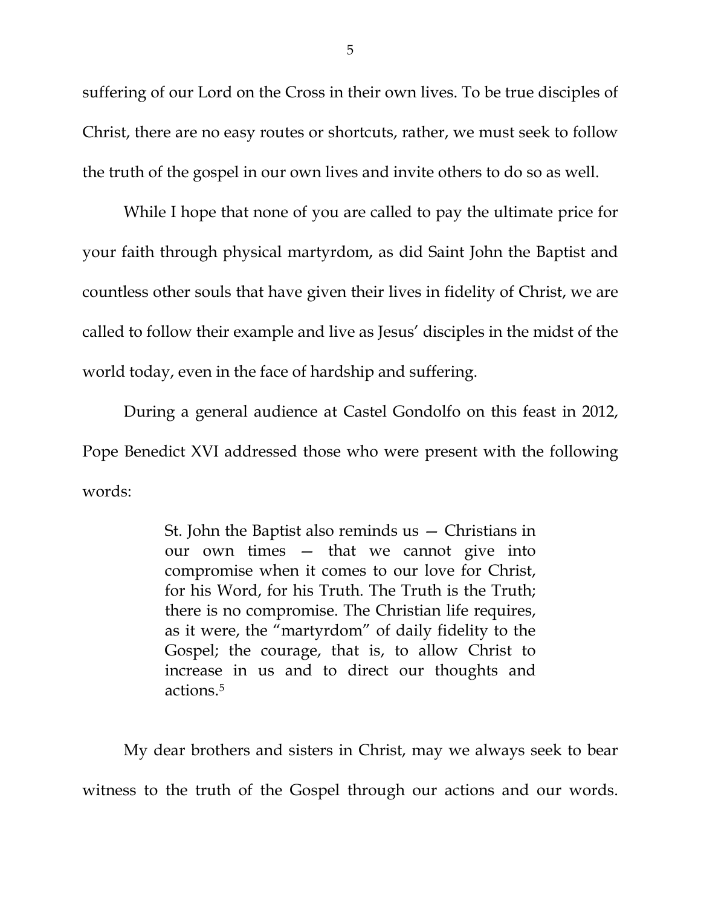suffering of our Lord on the Cross in their own lives. To be true disciples of Christ, there are no easy routes or shortcuts, rather, we must seek to follow the truth of the gospel in our own lives and invite others to do so as well.

While I hope that none of you are called to pay the ultimate price for your faith through physical martyrdom, as did Saint John the Baptist and countless other souls that have given their lives in fidelity of Christ, we are called to follow their example and live as Jesus' disciples in the midst of the world today, even in the face of hardship and suffering.

During a general audience at Castel Gondolfo on this feast in 2012, Pope Benedict XVI addressed those who were present with the following words:

> St. John the Baptist also reminds us — Christians in our own times — that we cannot give into compromise when it comes to our love for Christ, for his Word, for his Truth. The Truth is the Truth; there is no compromise. The Christian life requires, as it were, the "martyrdom" of daily fidelity to the Gospel; the courage, that is, to allow Christ to increase in us and to direct our thoughts and actions.[5]

My dear brothers and sisters in Christ, may we always seek to bear witness to the truth of the Gospel through our actions and our words.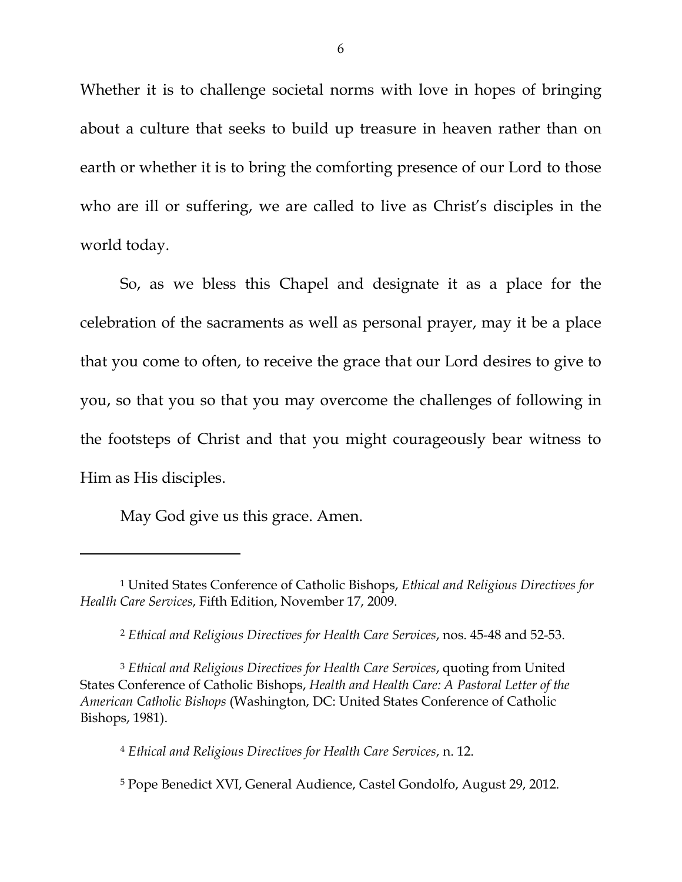Whether it is to challenge societal norms with love in hopes of bringing about a culture that seeks to build up treasure in heaven rather than on earth or whether it is to bring the comforting presence of our Lord to those who are ill or suffering, we are called to live as Christ's disciples in the world today.

So, as we bless this Chapel and designate it as a place for the celebration of the sacraments as well as personal prayer, may it be a place that you come to often, to receive the grace that our Lord desires to give to you, so that you so that you may overcome the challenges of following in the footsteps of Christ and that you might courageously bear witness to Him as His disciples.

May God give us this grace. Amen.

---

[1] United States Conference of Catholic Bishops, *Ethical and Religious Directives for Health Care Services*, Fifth Edition, November 17, 2009.

[2] *Ethical and Religious Directives for Health Care Services*, nos. 45-48 and 52-53.

[3] *Ethical and Religious Directives for Health Care Services*, quoting from United States Conference of Catholic Bishops, *Health and Health Care: A Pastoral Letter of the American Catholic Bishops* (Washington, DC: United States Conference of Catholic Bishops, 1981).

[4] *Ethical and Religious Directives for Health Care Services*, n. 12.

[5] Pope Benedict XVI, General Audience, Castel Gondolfo, August 29, 2012.